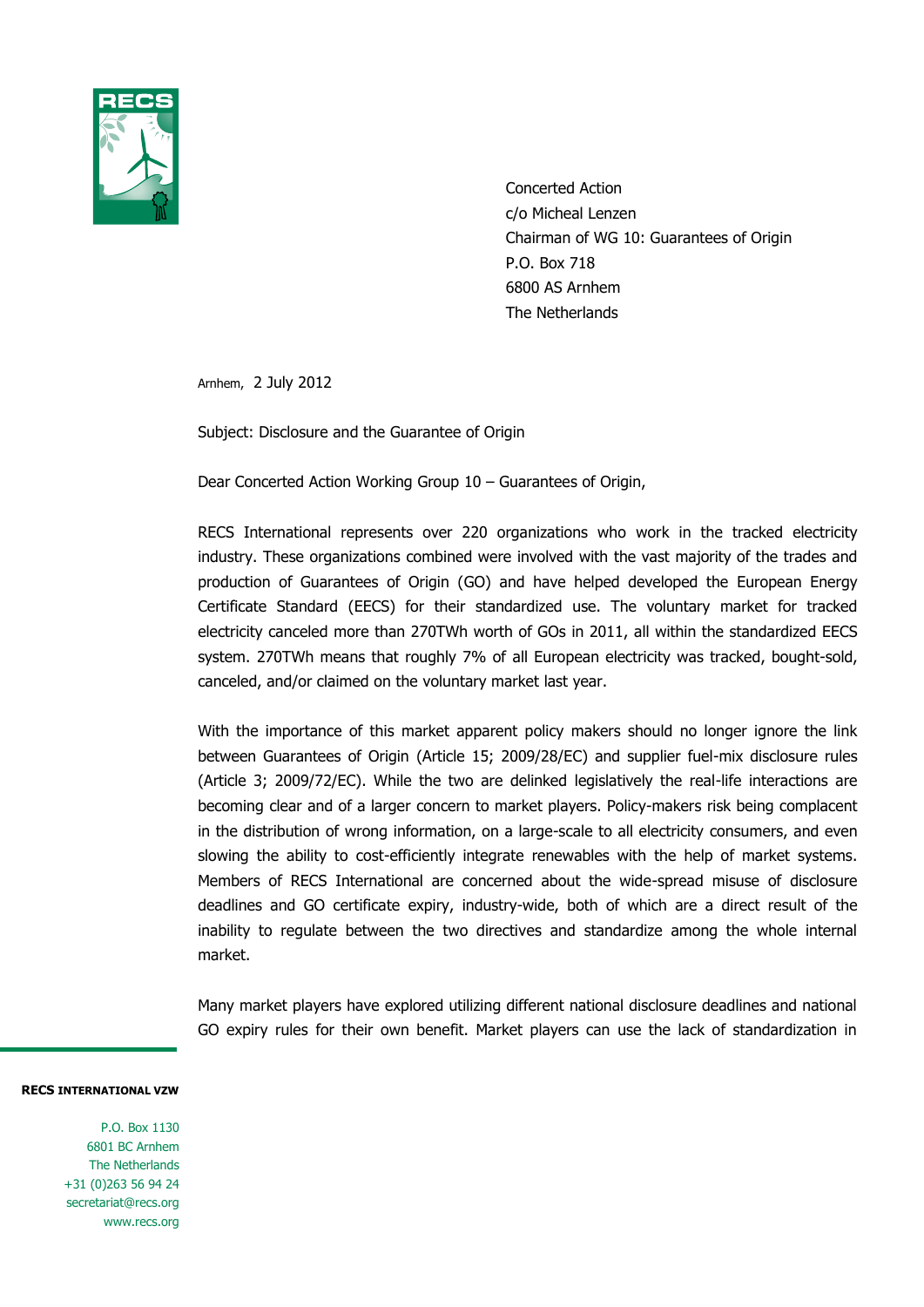Concerted Action
c/o Micheal Lenzen
Chairman of WG 10: Guarantees of Origin
P.O. Box 718
6800 AS Arnhem
The Netherlands

Arnhem, 2 July 2012

Subject: Disclosure and the Guarantee of Origin

Dear Concerted Action Working Group 10 – Guarantees of Origin,

RECS International represents over 220 organizations who work in the tracked electricity industry. These organizations combined were involved with the vast majority of the trades and production of Guarantees of Origin (GO) and have helped developed the European Energy Certificate Standard (EECS) for their standardized use. The voluntary market for tracked electricity canceled more than 270TWh worth of GOs in 2011, all within the standardized EECS system. 270TWh means that roughly 7% of all European electricity was tracked, bought-sold, canceled, and/or claimed on the voluntary market last year.

With the importance of this market apparent policy makers should no longer ignore the link between Guarantees of Origin (Article 15; 2009/28/EC) and supplier fuel-mix disclosure rules (Article 3; 2009/72/EC). While the two are delinked legislatively the real-life interactions are becoming clear and of a larger concern to market players. Policy-makers risk being complacent in the distribution of wrong information, on a large-scale to all electricity consumers, and even slowing the ability to cost-efficiently integrate renewables with the help of market systems. Members of RECS International are concerned about the wide-spread misuse of disclosure deadlines and GO certificate expiry, industry-wide, both of which are a direct result of the inability to regulate between the two directives and standardize among the whole internal market.

Many market players have explored utilizing different national disclosure deadlines and national GO expiry rules for their own benefit. Market players can use the lack of standardization in

**RECS INTERNATIONAL VZW**

P.O. Box 1130
6801 BC Arnhem
The Netherlands
+31 (0)263 56 94 24
secretariat@recs.org
www.recs.org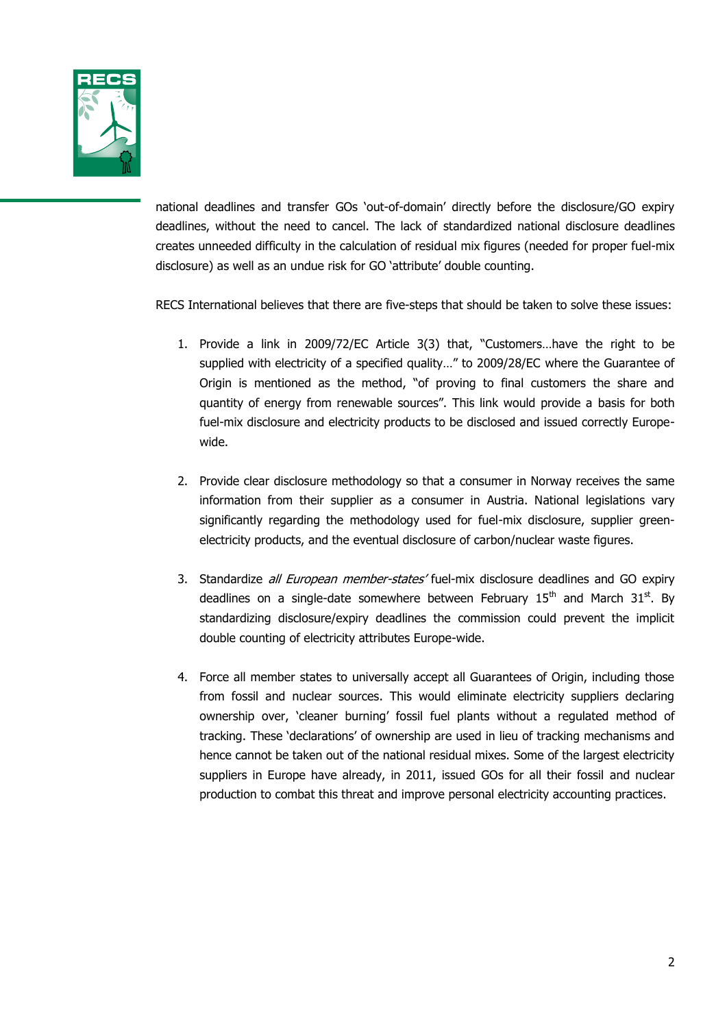national deadlines and transfer GOs 'out-of-domain' directly before the disclosure/GO expiry deadlines, without the need to cancel. The lack of standardized national disclosure deadlines creates unneeded difficulty in the calculation of residual mix figures (needed for proper fuel-mix disclosure) as well as an undue risk for GO 'attribute' double counting.

RECS International believes that there are five-steps that should be taken to solve these issues:

1. Provide a link in 2009/72/EC Article 3(3) that, "Customers…have the right to be supplied with electricity of a specified quality…" to 2009/28/EC where the Guarantee of Origin is mentioned as the method, "of proving to final customers the share and quantity of energy from renewable sources". This link would provide a basis for both fuel-mix disclosure and electricity products to be disclosed and issued correctly Europe-wide.

2. Provide clear disclosure methodology so that a consumer in Norway receives the same information from their supplier as a consumer in Austria. National legislations vary significantly regarding the methodology used for fuel-mix disclosure, supplier green-electricity products, and the eventual disclosure of carbon/nuclear waste figures.

3. Standardize *all European member-states'* fuel-mix disclosure deadlines and GO expiry deadlines on a single-date somewhere between February 15th and March 31st. By standardizing disclosure/expiry deadlines the commission could prevent the implicit double counting of electricity attributes Europe-wide.

4. Force all member states to universally accept all Guarantees of Origin, including those from fossil and nuclear sources. This would eliminate electricity suppliers declaring ownership over, 'cleaner burning' fossil fuel plants without a regulated method of tracking. These 'declarations' of ownership are used in lieu of tracking mechanisms and hence cannot be taken out of the national residual mixes. Some of the largest electricity suppliers in Europe have already, in 2011, issued GOs for all their fossil and nuclear production to combat this threat and improve personal electricity accounting practices.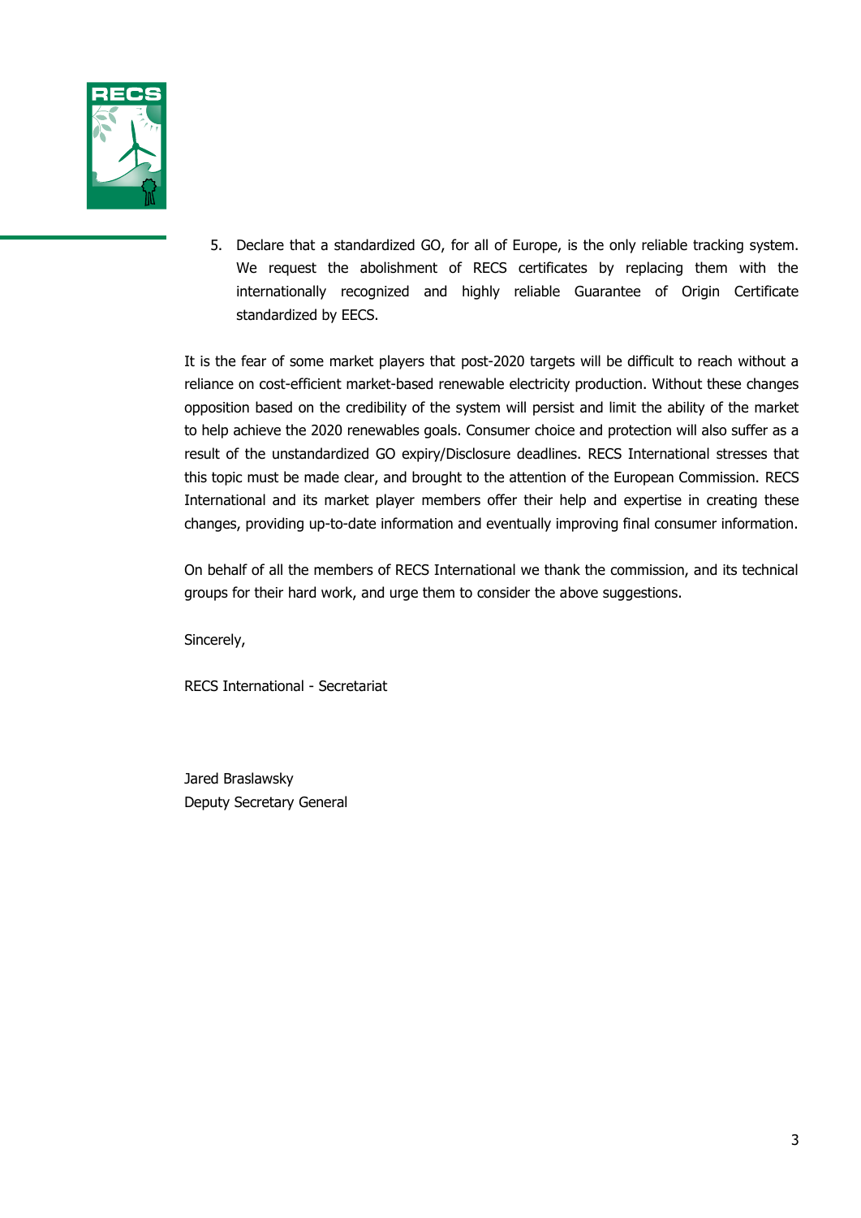5. Declare that a standardized GO, for all of Europe, is the only reliable tracking system. We request the abolishment of RECS certificates by replacing them with the internationally recognized and highly reliable Guarantee of Origin Certificate standardized by EECS.

It is the fear of some market players that post-2020 targets will be difficult to reach without a reliance on cost-efficient market-based renewable electricity production. Without these changes opposition based on the credibility of the system will persist and limit the ability of the market to help achieve the 2020 renewables goals. Consumer choice and protection will also suffer as a result of the unstandardized GO expiry/Disclosure deadlines. RECS International stresses that this topic must be made clear, and brought to the attention of the European Commission. RECS International and its market player members offer their help and expertise in creating these changes, providing up-to-date information and eventually improving final consumer information.

On behalf of all the members of RECS International we thank the commission, and its technical groups for their hard work, and urge them to consider the above suggestions.

Sincerely,

RECS International - Secretariat

Jared Braslawsky
Deputy Secretary General